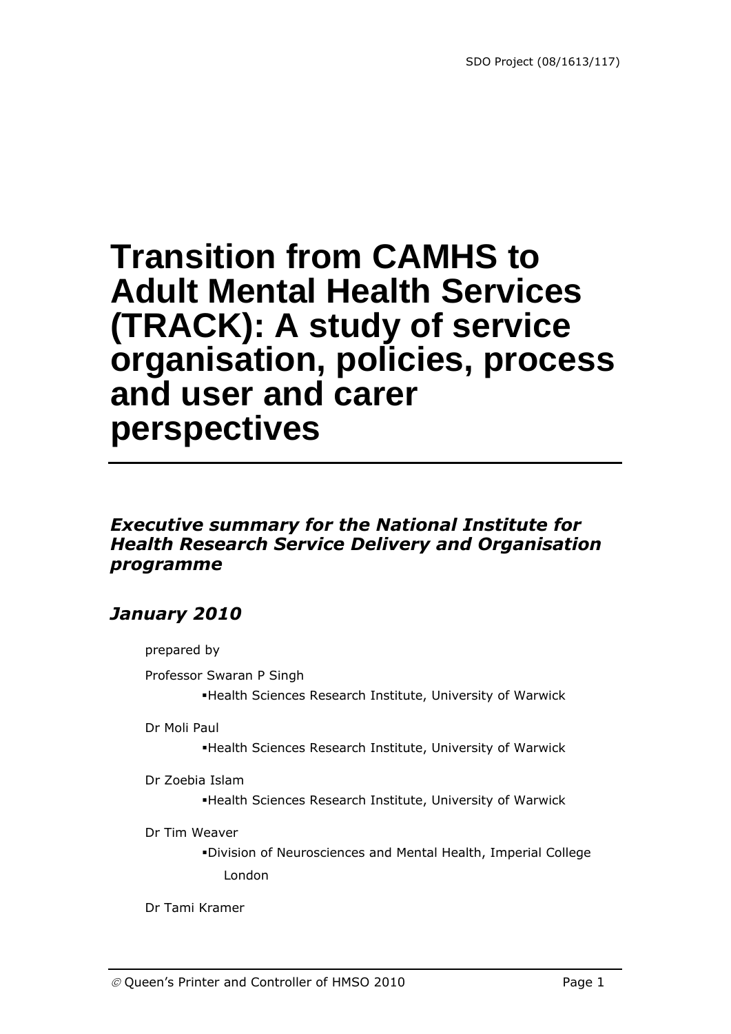SDO Project (08/1613/117)

# Transition from CAMHS to Adult Mental Health Services (TRACK): A study of service organisation, policies, process and user and carer perspectives

***Executive summary for the National Institute for Health Research Service Delivery and Organisation programme***

***January 2010***

prepared by

Professor Swaran P Singh

- Health Sciences Research Institute, University of Warwick

Dr Moli Paul

- Health Sciences Research Institute, University of Warwick

Dr Zoebia Islam

- Health Sciences Research Institute, University of Warwick

Dr Tim Weaver

- Division of Neurosciences and Mental Health, Imperial College London

Dr Tami Kramer

© Queen's Printer and Controller of HMSO 2010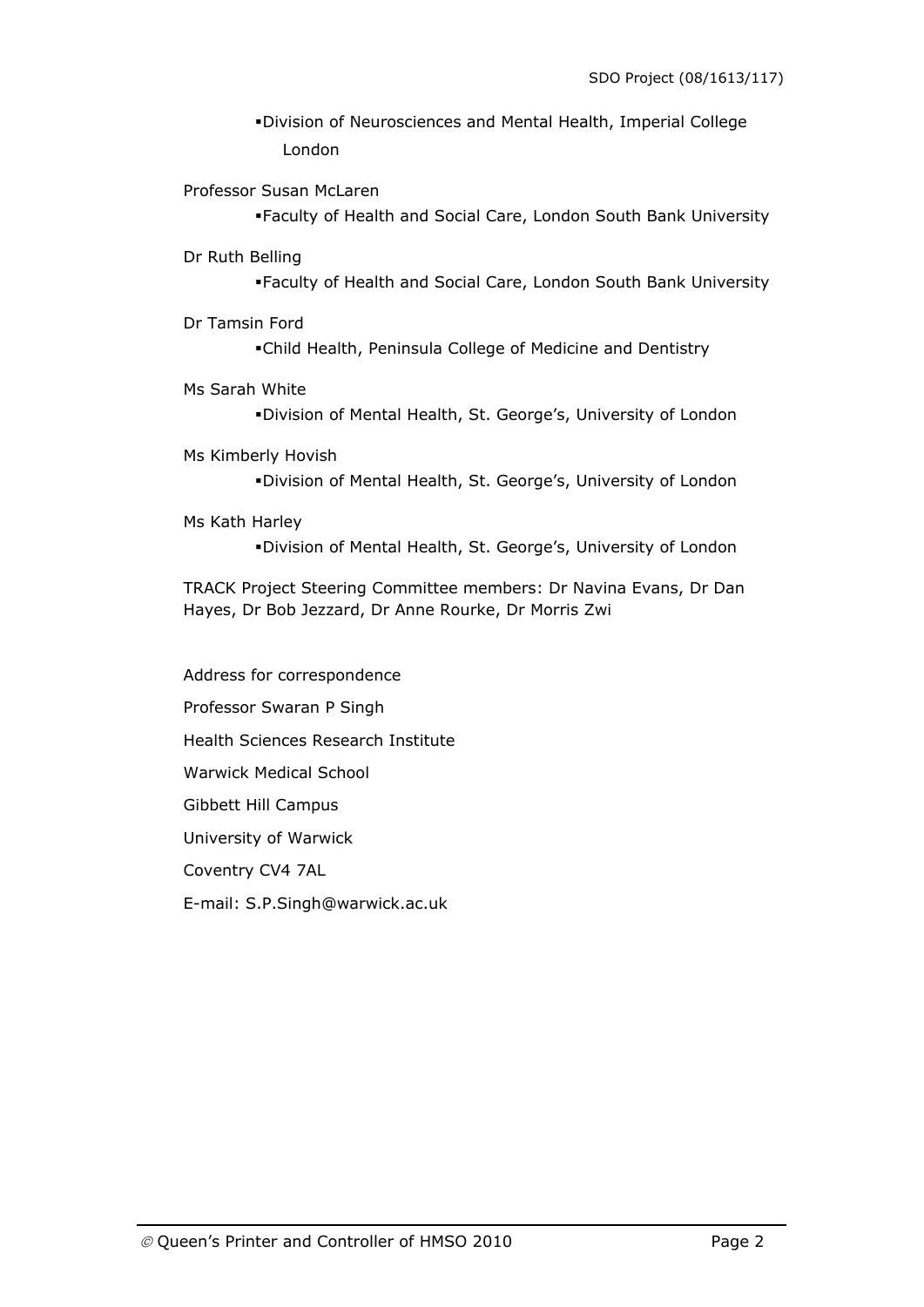- Division of Neurosciences and Mental Health, Imperial College London

Professor Susan McLaren

- Faculty of Health and Social Care, London South Bank University

Dr Ruth Belling

- Faculty of Health and Social Care, London South Bank University

Dr Tamsin Ford

- Child Health, Peninsula College of Medicine and Dentistry

Ms Sarah White

- Division of Mental Health, St. George's, University of London

Ms Kimberly Hovish

- Division of Mental Health, St. George's, University of London

Ms Kath Harley

- Division of Mental Health, St. George's, University of London

TRACK Project Steering Committee members: Dr Navina Evans, Dr Dan Hayes, Dr Bob Jezzard, Dr Anne Rourke, Dr Morris Zwi

Address for correspondence

Professor Swaran P Singh

Health Sciences Research Institute

Warwick Medical School

Gibbett Hill Campus

University of Warwick

Coventry CV4 7AL

E-mail: S.P.Singh@warwick.ac.uk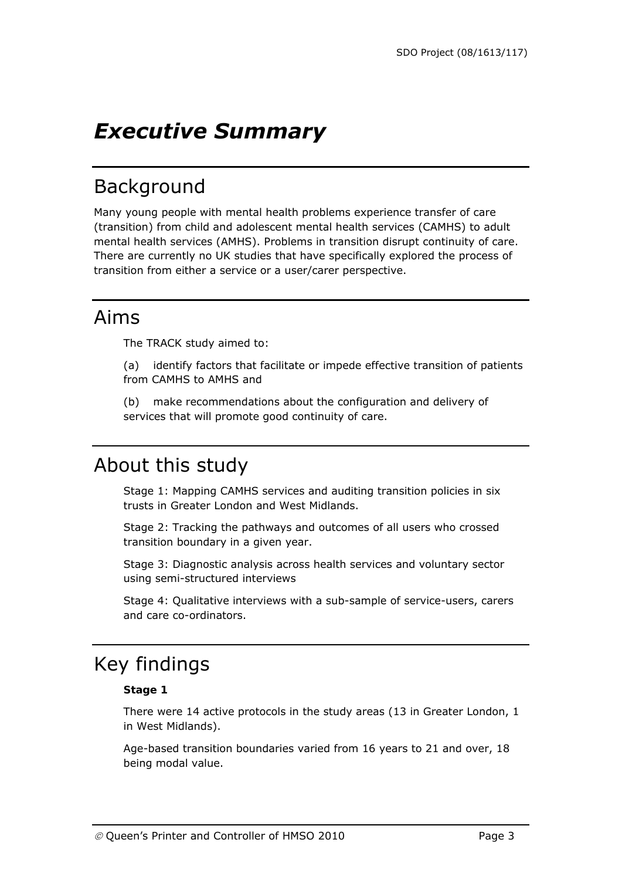# *Executive Summary*

## Background

Many young people with mental health problems experience transfer of care (transition) from child and adolescent mental health services (CAMHS) to adult mental health services (AMHS). Problems in transition disrupt continuity of care. There are currently no UK studies that have specifically explored the process of transition from either a service or a user/carer perspective.

## Aims

The TRACK study aimed to:

(a) identify factors that facilitate or impede effective transition of patients from CAMHS to AMHS and

(b) make recommendations about the configuration and delivery of services that will promote good continuity of care.

## About this study

Stage 1: Mapping CAMHS services and auditing transition policies in six trusts in Greater London and West Midlands.

Stage 2: Tracking the pathways and outcomes of all users who crossed transition boundary in a given year.

Stage 3: Diagnostic analysis across health services and voluntary sector using semi-structured interviews

Stage 4: Qualitative interviews with a sub-sample of service-users, carers and care co-ordinators.

## Key findings

**Stage 1**

There were 14 active protocols in the study areas (13 in Greater London, 1 in West Midlands).

Age-based transition boundaries varied from 16 years to 21 and over, 18 being modal value.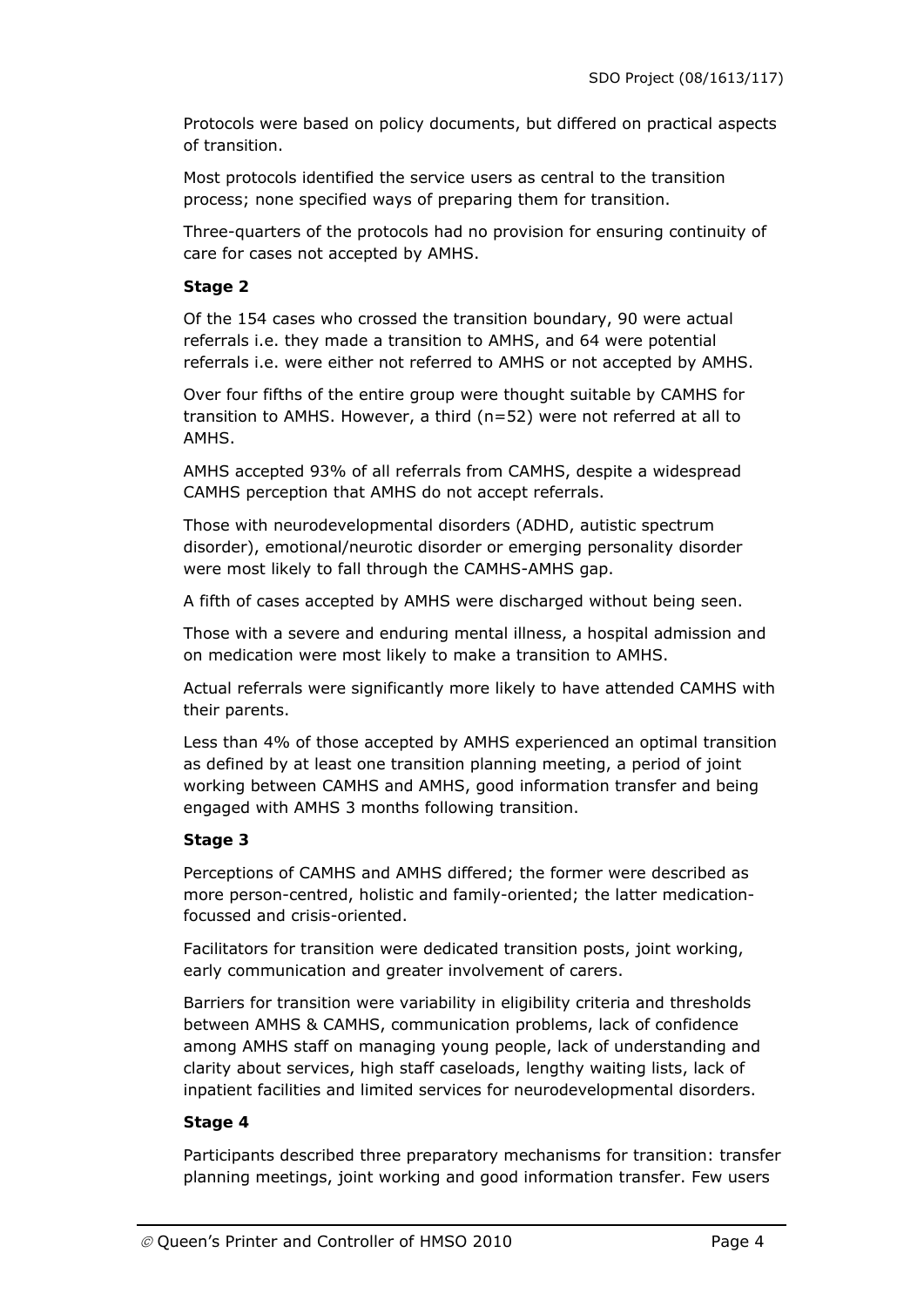Protocols were based on policy documents, but differed on practical aspects of transition.

Most protocols identified the service users as central to the transition process; none specified ways of preparing them for transition.

Three-quarters of the protocols had no provision for ensuring continuity of care for cases not accepted by AMHS.

**Stage 2**

Of the 154 cases who crossed the transition boundary, 90 were actual referrals i.e. they made a transition to AMHS, and 64 were potential referrals i.e. were either not referred to AMHS or not accepted by AMHS.

Over four fifths of the entire group were thought suitable by CAMHS for transition to AMHS. However, a third (n=52) were not referred at all to AMHS.

AMHS accepted 93% of all referrals from CAMHS, despite a widespread CAMHS perception that AMHS do not accept referrals.

Those with neurodevelopmental disorders (ADHD, autistic spectrum disorder), emotional/neurotic disorder or emerging personality disorder were most likely to fall through the CAMHS-AMHS gap.

A fifth of cases accepted by AMHS were discharged without being seen.

Those with a severe and enduring mental illness, a hospital admission and on medication were most likely to make a transition to AMHS.

Actual referrals were significantly more likely to have attended CAMHS with their parents.

Less than 4% of those accepted by AMHS experienced an optimal transition as defined by at least one transition planning meeting, a period of joint working between CAMHS and AMHS, good information transfer and being engaged with AMHS 3 months following transition.

**Stage 3**

Perceptions of CAMHS and AMHS differed; the former were described as more person-centred, holistic and family-oriented; the latter medication-focussed and crisis-oriented.

Facilitators for transition were dedicated transition posts, joint working, early communication and greater involvement of carers.

Barriers for transition were variability in eligibility criteria and thresholds between AMHS & CAMHS, communication problems, lack of confidence among AMHS staff on managing young people, lack of understanding and clarity about services, high staff caseloads, lengthy waiting lists, lack of inpatient facilities and limited services for neurodevelopmental disorders.

**Stage 4**

Participants described three preparatory mechanisms for transition: transfer planning meetings, joint working and good information transfer. Few users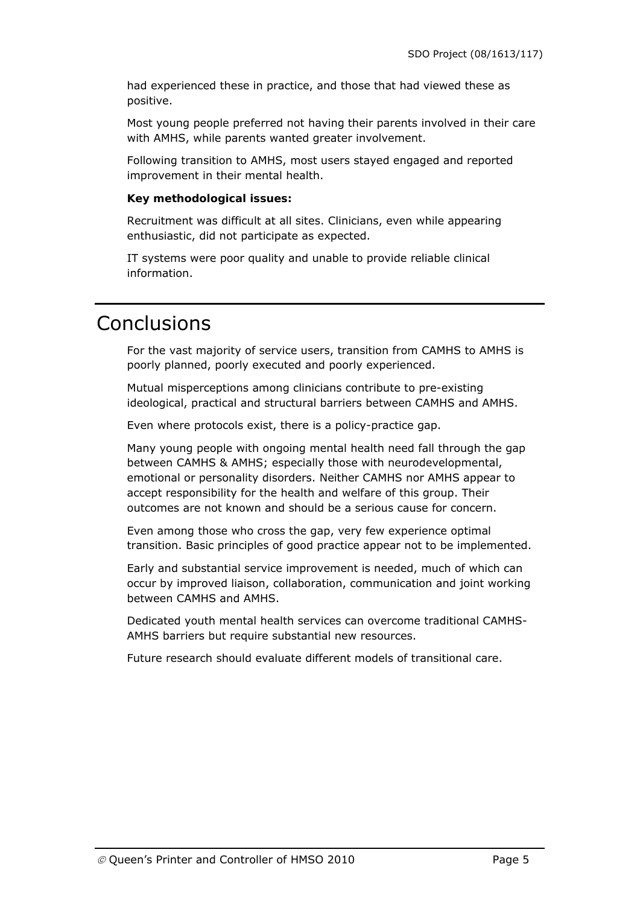had experienced these in practice, and those that had viewed these as positive.

Most young people preferred not having their parents involved in their care with AMHS, while parents wanted greater involvement.

Following transition to AMHS, most users stayed engaged and reported improvement in their mental health.

**Key methodological issues:**

Recruitment was difficult at all sites. Clinicians, even while appearing enthusiastic, did not participate as expected.

IT systems were poor quality and unable to provide reliable clinical information.

# Conclusions

For the vast majority of service users, transition from CAMHS to AMHS is poorly planned, poorly executed and poorly experienced.

Mutual misperceptions among clinicians contribute to pre-existing ideological, practical and structural barriers between CAMHS and AMHS.

Even where protocols exist, there is a policy-practice gap.

Many young people with ongoing mental health need fall through the gap between CAMHS & AMHS; especially those with neurodevelopmental, emotional or personality disorders. Neither CAMHS nor AMHS appear to accept responsibility for the health and welfare of this group. Their outcomes are not known and should be a serious cause for concern.

Even among those who cross the gap, very few experience optimal transition. Basic principles of good practice appear not to be implemented.

Early and substantial service improvement is needed, much of which can occur by improved liaison, collaboration, communication and joint working between CAMHS and AMHS.

Dedicated youth mental health services can overcome traditional CAMHS-AMHS barriers but require substantial new resources.

Future research should evaluate different models of transitional care.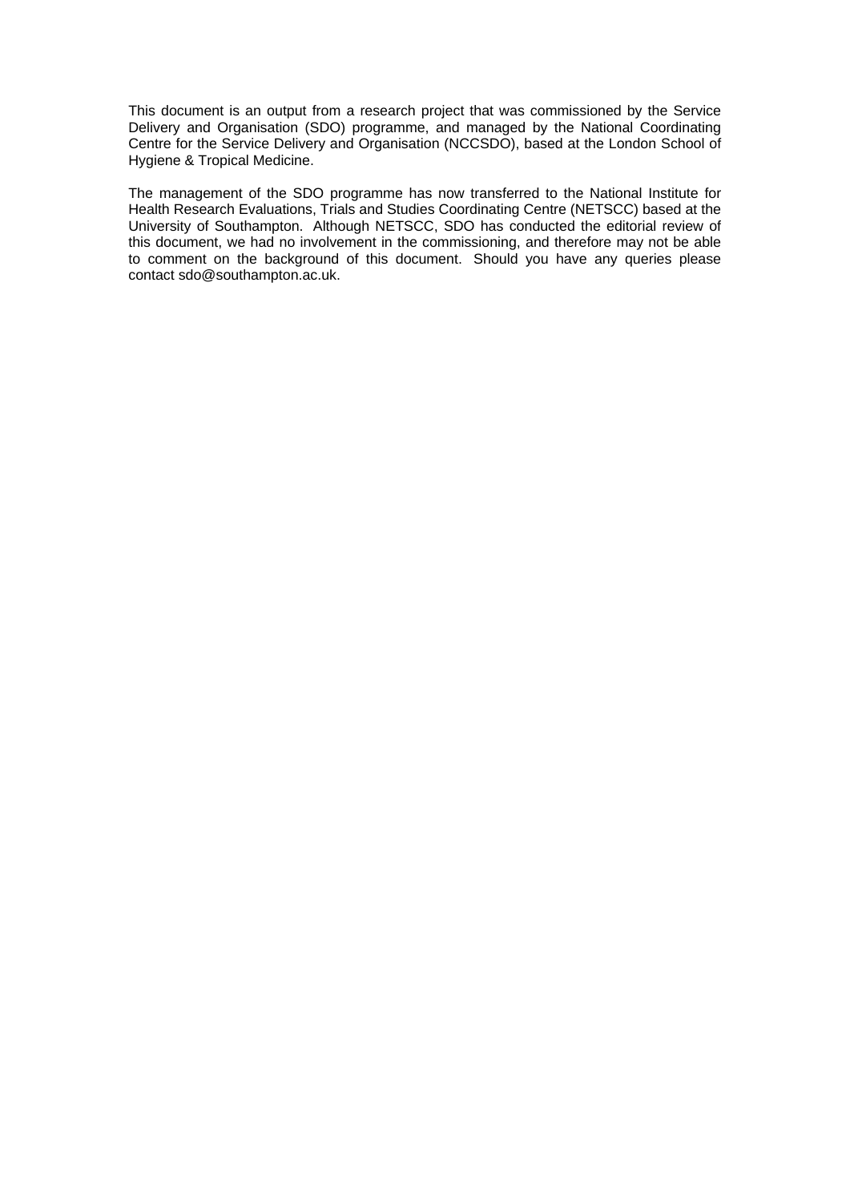This document is an output from a research project that was commissioned by the Service Delivery and Organisation (SDO) programme, and managed by the National Coordinating Centre for the Service Delivery and Organisation (NCCSDO), based at the London School of Hygiene & Tropical Medicine.

The management of the SDO programme has now transferred to the National Institute for Health Research Evaluations, Trials and Studies Coordinating Centre (NETSCC) based at the University of Southampton. Although NETSCC, SDO has conducted the editorial review of this document, we had no involvement in the commissioning, and therefore may not be able to comment on the background of this document. Should you have any queries please contact sdo@southampton.ac.uk.